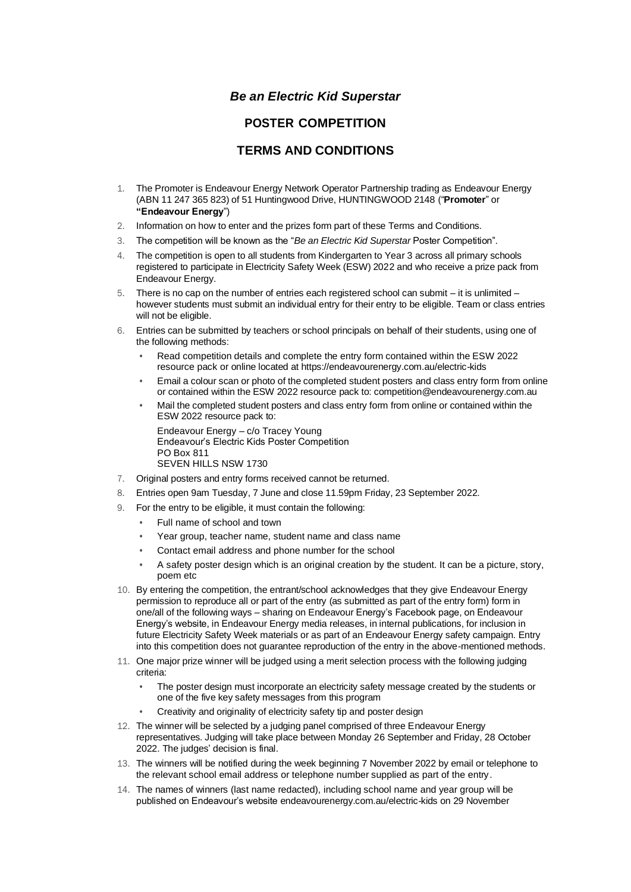# *Be an Electric Kid Superstar*

## POSTER COMPETITION

## TERMS AND CONDITIONS

1. The Promoter is Endeavour Energy Network Operator Partnership trading as Endeavour Energy (ABN 11 247 365 823) of 51 Huntingwood Drive, HUNTINGWOOD 2148 ("**Promoter**" or **"Endeavour Energy**")
2. Information on how to enter and the prizes form part of these Terms and Conditions.
3. The competition will be known as the "*Be an Electric Kid Superstar* Poster Competition".
4. The competition is open to all students from Kindergarten to Year 3 across all primary schools registered to participate in Electricity Safety Week (ESW) 2022 and who receive a prize pack from Endeavour Energy.
5. There is no cap on the number of entries each registered school can submit – it is unlimited – however students must submit an individual entry for their entry to be eligible. Team or class entries will not be eligible.
6. Entries can be submitted by teachers or school principals on behalf of their students, using one of the following methods:
   - Read competition details and complete the entry form contained within the ESW 2022 resource pack or online located at https://endeavourenergy.com.au/electric-kids
   - Email a colour scan or photo of the completed student posters and class entry form from online or contained within the ESW 2022 resource pack to: competition@endeavourenergy.com.au
   - Mail the completed student posters and class entry form from online or contained within the ESW 2022 resource pack to:

     Endeavour Energy – c/o Tracey Young
     Endeavour's Electric Kids Poster Competition
     PO Box 811
     SEVEN HILLS NSW 1730
7. Original posters and entry forms received cannot be returned.
8. Entries open 9am Tuesday, 7 June and close 11.59pm Friday, 23 September 2022.
9. For the entry to be eligible, it must contain the following:
   - Full name of school and town
   - Year group, teacher name, student name and class name
   - Contact email address and phone number for the school
   - A safety poster design which is an original creation by the student. It can be a picture, story, poem etc
10. By entering the competition, the entrant/school acknowledges that they give Endeavour Energy permission to reproduce all or part of the entry (as submitted as part of the entry form) form in one/all of the following ways – sharing on Endeavour Energy's Facebook page, on Endeavour Energy's website, in Endeavour Energy media releases, in internal publications, for inclusion in future Electricity Safety Week materials or as part of an Endeavour Energy safety campaign. Entry into this competition does not guarantee reproduction of the entry in the above-mentioned methods.
11. One major prize winner will be judged using a merit selection process with the following judging criteria:
    - The poster design must incorporate an electricity safety message created by the students or one of the five key safety messages from this program
    - Creativity and originality of electricity safety tip and poster design
12. The winner will be selected by a judging panel comprised of three Endeavour Energy representatives. Judging will take place between Monday 26 September and Friday, 28 October 2022. The judges' decision is final.
13. The winners will be notified during the week beginning 7 November 2022 by email or telephone to the relevant school email address or telephone number supplied as part of the entry.
14. The names of winners (last name redacted), including school name and year group will be published on Endeavour's website endeavourenergy.com.au/electric-kids on 29 November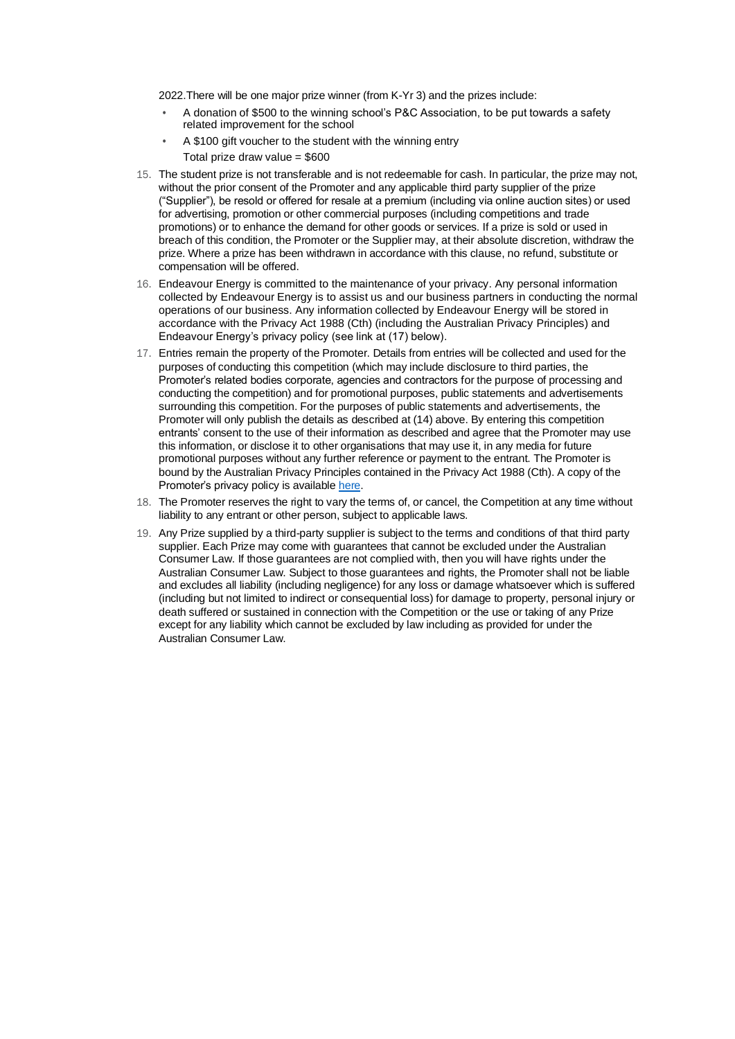2022.There will be one major prize winner (from K-Yr 3) and the prizes include:

- A donation of $500 to the winning school's P&C Association, to be put towards a safety related improvement for the school
- A $100 gift voucher to the student with the winning entry

  Total prize draw value = $600

15. The student prize is not transferable and is not redeemable for cash. In particular, the prize may not, without the prior consent of the Promoter and any applicable third party supplier of the prize ("Supplier"), be resold or offered for resale at a premium (including via online auction sites) or used for advertising, promotion or other commercial purposes (including competitions and trade promotions) or to enhance the demand for other goods or services. If a prize is sold or used in breach of this condition, the Promoter or the Supplier may, at their absolute discretion, withdraw the prize. Where a prize has been withdrawn in accordance with this clause, no refund, substitute or compensation will be offered.
16. Endeavour Energy is committed to the maintenance of your privacy. Any personal information collected by Endeavour Energy is to assist us and our business partners in conducting the normal operations of our business. Any information collected by Endeavour Energy will be stored in accordance with the Privacy Act 1988 (Cth) (including the Australian Privacy Principles) and Endeavour Energy's privacy policy (see link at (17) below).
17. Entries remain the property of the Promoter. Details from entries will be collected and used for the purposes of conducting this competition (which may include disclosure to third parties, the Promoter's related bodies corporate, agencies and contractors for the purpose of processing and conducting the competition) and for promotional purposes, public statements and advertisements surrounding this competition. For the purposes of public statements and advertisements, the Promoter will only publish the details as described at (14) above. By entering this competition entrants' consent to the use of their information as described and agree that the Promoter may use this information, or disclose it to other organisations that may use it, in any media for future promotional purposes without any further reference or payment to the entrant. The Promoter is bound by the Australian Privacy Principles contained in the Privacy Act 1988 (Cth). A copy of the Promoter's privacy policy is available here.
18. The Promoter reserves the right to vary the terms of, or cancel, the Competition at any time without liability to any entrant or other person, subject to applicable laws.
19. Any Prize supplied by a third-party supplier is subject to the terms and conditions of that third party supplier. Each Prize may come with guarantees that cannot be excluded under the Australian Consumer Law. If those guarantees are not complied with, then you will have rights under the Australian Consumer Law. Subject to those guarantees and rights, the Promoter shall not be liable and excludes all liability (including negligence) for any loss or damage whatsoever which is suffered (including but not limited to indirect or consequential loss) for damage to property, personal injury or death suffered or sustained in connection with the Competition or the use or taking of any Prize except for any liability which cannot be excluded by law including as provided for under the Australian Consumer Law.